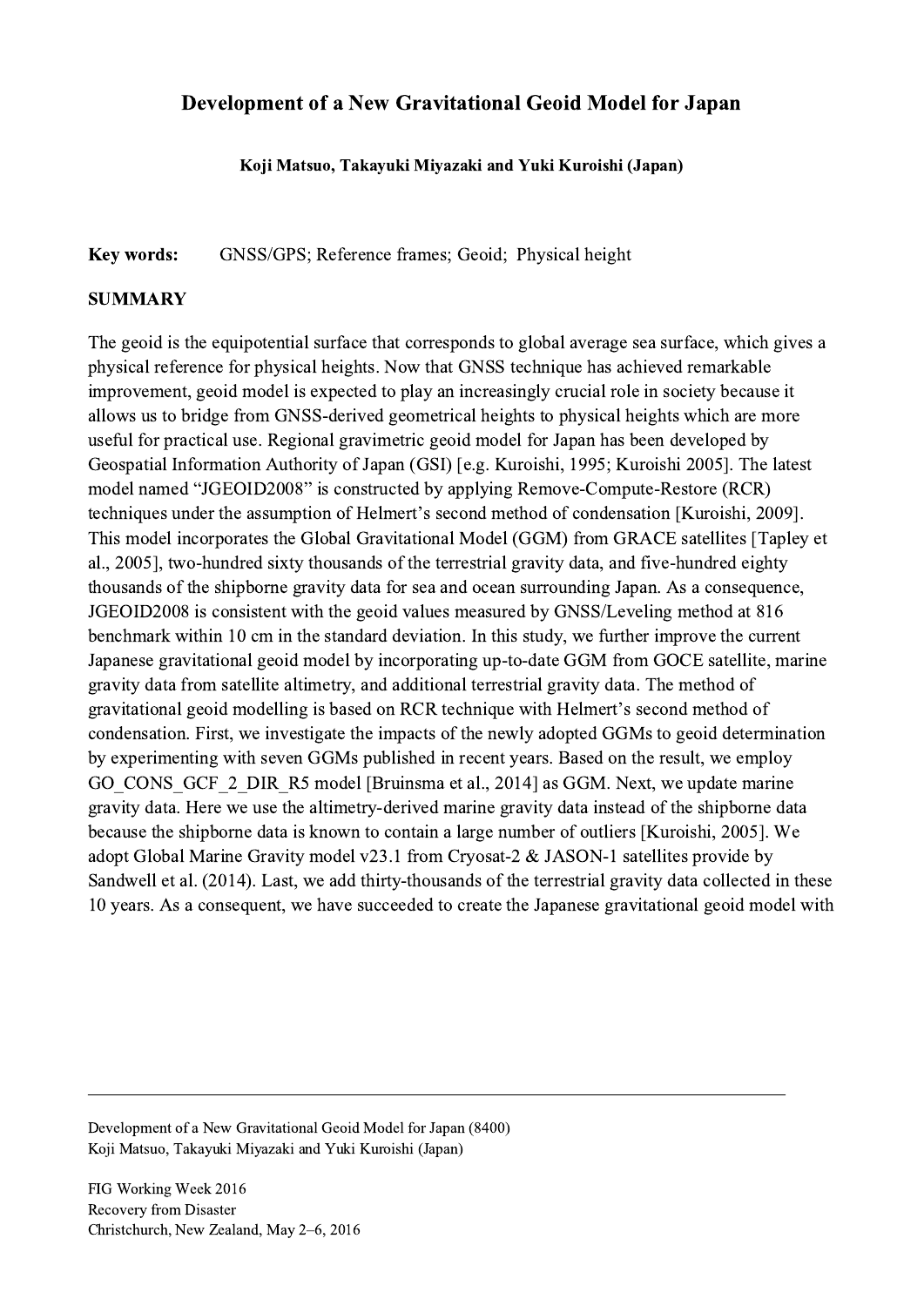# Development of a New Gravitational Geoid Model for Japan

**Koji Matsuo, Takayuki Miyazaki and Yuki Kuroishi (Japan)**

**Key words:** GNSS/GPS; Reference frames; Geoid; Physical height

## SUMMARY

The geoid is the equipotential surface that corresponds to global average sea surface, which gives a physical reference for physical heights. Now that GNSS technique has achieved remarkable improvement, geoid model is expected to play an increasingly crucial role in society because it allows us to bridge from GNSS-derived geometrical heights to physical heights which are more useful for practical use. Regional gravimetric geoid model for Japan has been developed by Geospatial Information Authority of Japan (GSI) [e.g. Kuroishi, 1995; Kuroishi 2005]. The latest model named "JGEOID2008" is constructed by applying Remove-Compute-Restore (RCR) techniques under the assumption of Helmert's second method of condensation [Kuroishi, 2009]. This model incorporates the Global Gravitational Model (GGM) from GRACE satellites [Tapley et al., 2005], two-hundred sixty thousands of the terrestrial gravity data, and five-hundred eighty thousands of the shipborne gravity data for sea and ocean surrounding Japan. As a consequence, JGEOID2008 is consistent with the geoid values measured by GNSS/Leveling method at 816 benchmark within 10 cm in the standard deviation. In this study, we further improve the current Japanese gravitational geoid model by incorporating up-to-date GGM from GOCE satellite, marine gravity data from satellite altimetry, and additional terrestrial gravity data. The method of gravitational geoid modelling is based on RCR technique with Helmert's second method of condensation. First, we investigate the impacts of the newly adopted GGMs to geoid determination by experimenting with seven GGMs published in recent years. Based on the result, we employ GO_CONS_GCF_2_DIR_R5 model [Bruinsma et al., 2014] as GGM. Next, we update marine gravity data. Here we use the altimetry-derived marine gravity data instead of the shipborne data because the shipborne data is known to contain a large number of outliers [Kuroishi, 2005]. We adopt Global Marine Gravity model v23.1 from Cryosat-2 & JASON-1 satellites provide by Sandwell et al. (2014). Last, we add thirty-thousands of the terrestrial gravity data collected in these 10 years. As a consequent, we have succeeded to create the Japanese gravitational geoid model with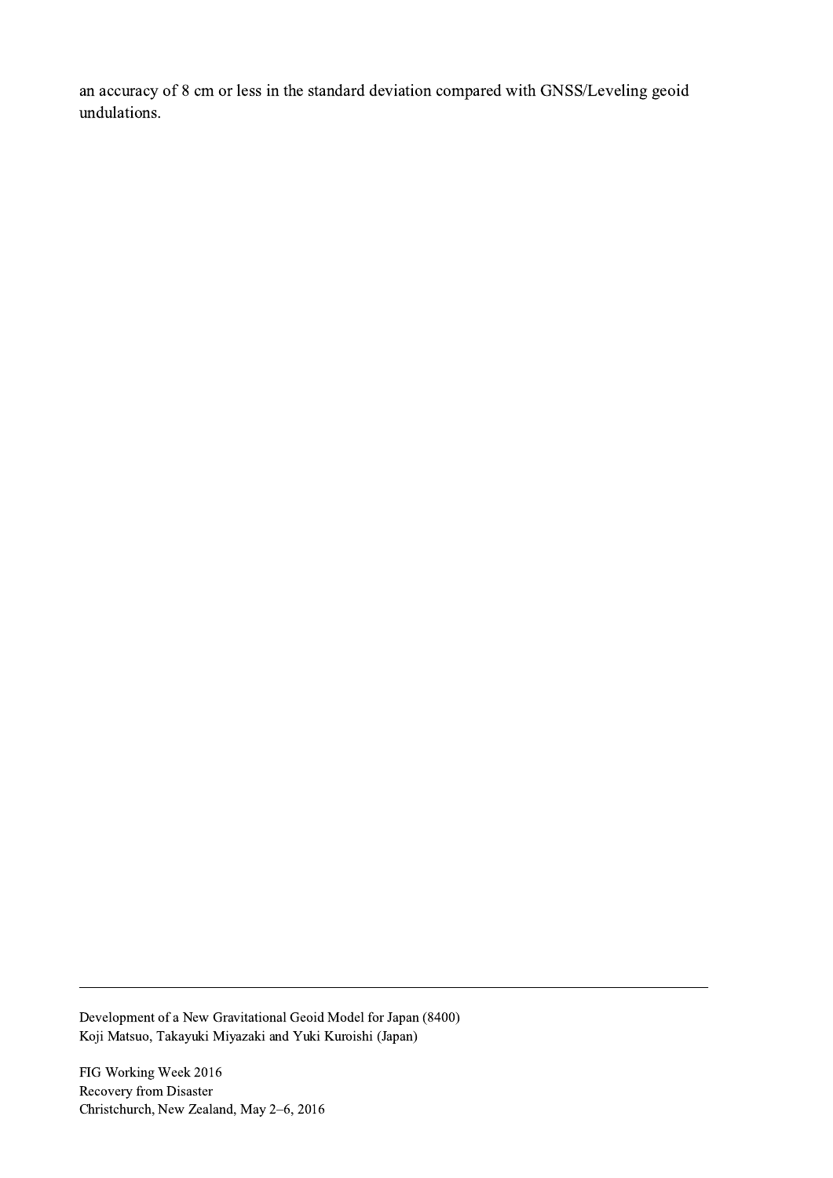an accuracy of 8 cm or less in the standard deviation compared with GNSS/Leveling geoid undulations.